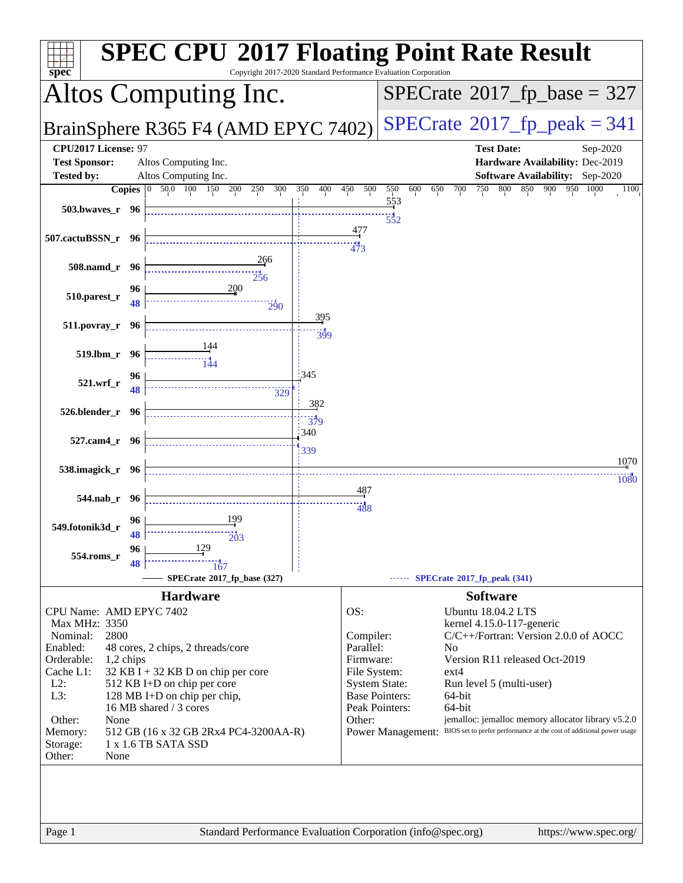# SPEC CPU 2017 Floating Point Rate Result

Copyright 2017-2020 Standard Performance Evaluation Corporation

## Altos Computing Inc.

**BrainSphere R365 F4 (AMD EPYC 7402)**

SPECrate 2017_fp_base = 327

SPECrate 2017_fp_peak = 341

| | | | |
|---|---|---|---|
| **CPU2017 License:** | 97 | **Test Date:** | Sep-2020 |
| **Test Sponsor:** | Altos Computing Inc. | **Hardware Availability:** | Dec-2019 |
| **Tested by:** | Altos Computing Inc. | **Software Availability:** | Sep-2020 |

| Benchmark | Base Copies | Base | Peak Copies | Peak |
|---|---|---|---|---|
| 503.bwaves_r | 96 | 553 | 96 | 552 |
| 507.cactuBSSN_r | 96 | 477 | 96 | 473 |
| 508.namd_r | 96 | 266 | 96 | 256 |
| 510.parest_r | 96 | 200 | 48 | 290 |
| 511.povray_r | 96 | 395 | 96 | 399 |
| 519.lbm_r | 96 | 144 | 96 | 144 |
| 521.wrf_r | 96 | 345 | 48 | 329 |
| 526.blender_r | 96 | 382 | 96 | 379 |
| 527.cam4_r | 96 | 340 | 96 | 339 |
| 538.imagick_r | 96 | 1070 | 96 | 1080 |
| 544.nab_r | 96 | 487 | 96 | 488 |
| 549.fotonik3d_r | 96 | 199 | 48 | 203 |
| 554.roms_r | 96 | 129 | 48 | 167 |

SPECrate 2017_fp_base (327) — SPECrate 2017_fp_peak (341)

## Hardware

| | |
|---|---|
| CPU Name: | AMD EPYC 7402 |
| Max MHz: | 3350 |
| Nominal: | 2800 |
| Enabled: | 48 cores, 2 chips, 2 threads/core |
| Orderable: | 1,2 chips |
| Cache L1: | 32 KB I + 32 KB D on chip per core |
| L2: | 512 KB I+D on chip per core |
| L3: | 128 MB I+D on chip per chip, 16 MB shared / 3 cores |
| Other: | None |
| Memory: | 512 GB (16 x 32 GB 2Rx4 PC4-3200AA-R) |
| Storage: | 1 x 1.6 TB SATA SSD |
| Other: | None |

## Software

| | |
|---|---|
| OS: | Ubuntu 18.04.2 LTS kernel 4.15.0-117-generic |
| Compiler: | C/C++/Fortran: Version 2.0.0 of AOCC |
| Parallel: | No |
| Firmware: | Version R11 released Oct-2019 |
| File System: | ext4 |
| System State: | Run level 5 (multi-user) |
| Base Pointers: | 64-bit |
| Peak Pointers: | 64-bit |
| Other: | jemalloc: jemalloc memory allocator library v5.2.0 |
| Power Management: | BIOS set to prefer performance at the cost of additional power usage |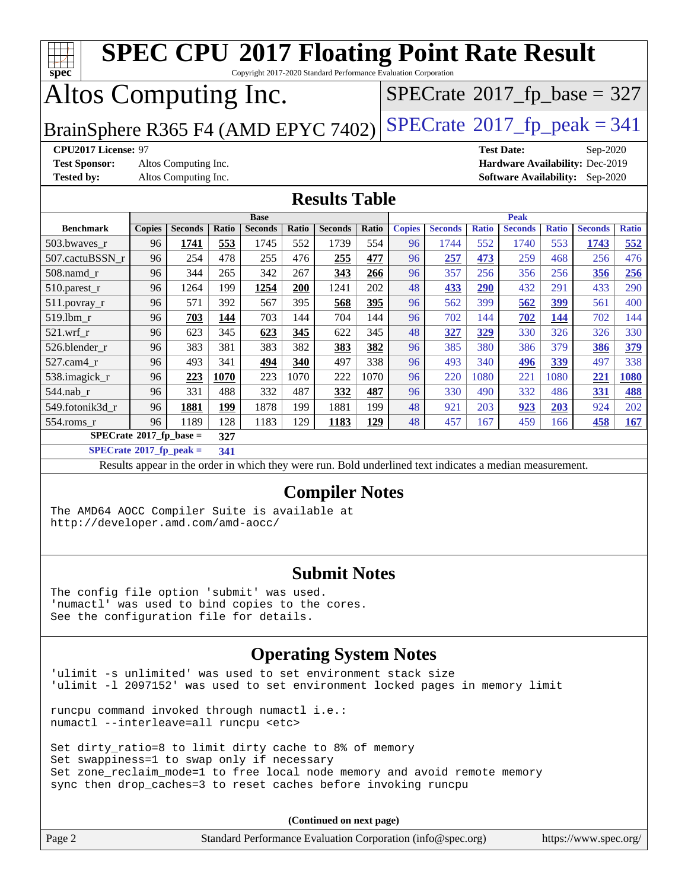# SPEC CPU 2017 Floating Point Rate Result

Copyright 2017-2020 Standard Performance Evaluation Corporation

# Altos Computing Inc.

BrainSphere R365 F4 (AMD EPYC 7402)

SPECrate 2017_fp_base = 327

SPECrate 2017_fp_peak = 341

**CPU2017 License:** 97
**Test Sponsor:** Altos Computing Inc.
**Tested by:** Altos Computing Inc.

**Test Date:** Sep-2020
**Hardware Availability:** Dec-2019
**Software Availability:** Sep-2020

## Results Table

| | Base | | | | | | | Peak | | | | | | |
|---|---|---|---|---|---|---|---|---|---|---|---|---|---|---|
| **Benchmark** | **Copies** | **Seconds** | **Ratio** | **Seconds** | **Ratio** | **Seconds** | **Ratio** | **Copies** | **Seconds** | **Ratio** | **Seconds** | **Ratio** | **Seconds** | **Ratio** |
| 503.bwaves_r | 96 | **1741** | **553** | 1745 | 552 | 1739 | 554 | 96 | 1744 | 552 | 1740 | 553 | **1743** | **552** |
| 507.cactuBSSN_r | 96 | 254 | 478 | 255 | 476 | **255** | **477** | 96 | **257** | **473** | 259 | 468 | 256 | 476 |
| 508.namd_r | 96 | 344 | 265 | 342 | 267 | **343** | **266** | 96 | 357 | 256 | 356 | 256 | **356** | **256** |
| 510.parest_r | 96 | 1264 | 199 | **1254** | **200** | 1241 | 202 | 48 | **433** | **290** | 432 | 291 | 433 | 290 |
| 511.povray_r | 96 | 571 | 392 | 567 | 395 | **568** | **395** | 96 | 562 | 399 | **562** | **399** | 561 | 400 |
| 519.lbm_r | 96 | **703** | **144** | 703 | 144 | 704 | 144 | 96 | 702 | 144 | **702** | **144** | 702 | 144 |
| 521.wrf_r | 96 | 623 | 345 | **623** | **345** | 622 | 345 | 48 | **327** | **329** | 330 | 326 | 326 | 330 |
| 526.blender_r | 96 | 383 | 381 | 383 | 382 | **383** | **382** | 96 | 385 | 380 | 386 | 379 | **386** | **379** |
| 527.cam4_r | 96 | 493 | 341 | **494** | **340** | 497 | 338 | 96 | 493 | 340 | **496** | **339** | 497 | 338 |
| 538.imagick_r | 96 | **223** | **1070** | 223 | 1070 | 222 | 1070 | 96 | 220 | 1080 | 221 | 1080 | **221** | **1080** |
| 544.nab_r | 96 | 331 | 488 | 332 | 487 | **332** | **487** | 96 | 330 | 490 | 332 | 486 | **331** | **488** |
| 549.fotonik3d_r | 96 | **1881** | **199** | 1878 | 199 | 1881 | 199 | 48 | 921 | 203 | **923** | **203** | 924 | 202 |
| 554.roms_r | 96 | 1189 | 128 | 1183 | 129 | **1183** | **129** | 48 | 457 | 167 | 459 | 166 | **458** | **167** |

**SPECrate 2017_fp_base = 327**

**SPECrate 2017_fp_peak = 341**

Results appear in the order in which they were run. Bold underlined text indicates a median measurement.

## Compiler Notes

```
The AMD64 AOCC Compiler Suite is available at
http://developer.amd.com/amd-aocc/
```

## Submit Notes

```
The config file option 'submit' was used.
'numactl' was used to bind copies to the cores.
See the configuration file for details.
```

## Operating System Notes

```
'ulimit -s unlimited' was used to set environment stack size
'ulimit -l 2097152' was used to set environment locked pages in memory limit

runcpu command invoked through numactl i.e.:
numactl --interleave=all runcpu <etc>

Set dirty_ratio=8 to limit dirty cache to 8% of memory
Set swappiness=1 to swap only if necessary
Set zone_reclaim_mode=1 to free local node memory and avoid remote memory
sync then drop_caches=3 to reset caches before invoking runcpu
```

**(Continued on next page)**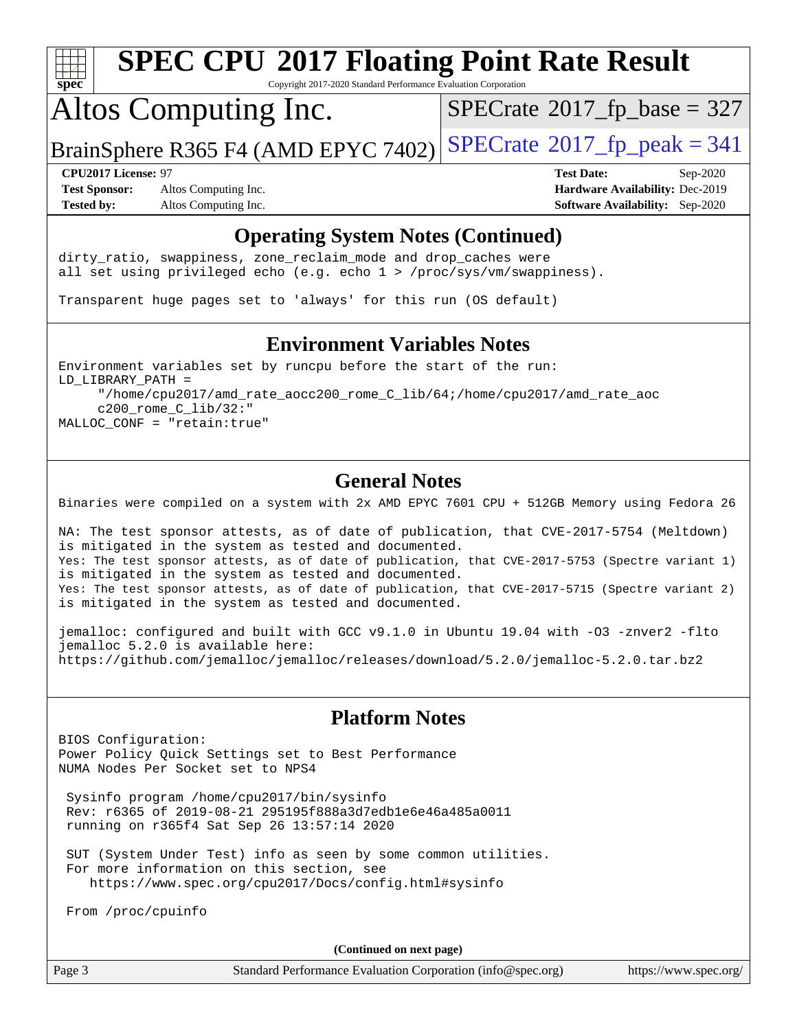# SPEC CPU 2017 Floating Point Rate Result

Copyright 2017-2020 Standard Performance Evaluation Corporation

## Altos Computing Inc.

BrainSphere R365 F4 (AMD EPYC 7402)

SPECrate 2017_fp_base = 327

SPECrate 2017_fp_peak = 341

**CPU2017 License:** 97
**Test Sponsor:** Altos Computing Inc.
**Tested by:** Altos Computing Inc.

**Test Date:** Sep-2020
**Hardware Availability:** Dec-2019
**Software Availability:** Sep-2020

## Operating System Notes (Continued)

```
dirty_ratio, swappiness, zone_reclaim_mode and drop_caches were
all set using privileged echo (e.g. echo 1 > /proc/sys/vm/swappiness).

Transparent huge pages set to 'always' for this run (OS default)
```

## Environment Variables Notes

```
Environment variables set by runcpu before the start of the run:
LD_LIBRARY_PATH =
     "/home/cpu2017/amd_rate_aocc200_rome_C_lib/64;/home/cpu2017/amd_rate_aoc
     c200_rome_C_lib/32:"
MALLOC_CONF = "retain:true"
```

## General Notes

```
Binaries were compiled on a system with 2x AMD EPYC 7601 CPU + 512GB Memory using Fedora 26

NA: The test sponsor attests, as of date of publication, that CVE-2017-5754 (Meltdown)
is mitigated in the system as tested and documented.
Yes: The test sponsor attests, as of date of publication, that CVE-2017-5753 (Spectre variant 1)
is mitigated in the system as tested and documented.
Yes: The test sponsor attests, as of date of publication, that CVE-2017-5715 (Spectre variant 2)
is mitigated in the system as tested and documented.

jemalloc: configured and built with GCC v9.1.0 in Ubuntu 19.04 with -O3 -znver2 -flto
jemalloc 5.2.0 is available here:
https://github.com/jemalloc/jemalloc/releases/download/5.2.0/jemalloc-5.2.0.tar.bz2
```

## Platform Notes

```
BIOS Configuration:
Power Policy Quick Settings set to Best Performance
NUMA Nodes Per Socket set to NPS4

 Sysinfo program /home/cpu2017/bin/sysinfo
 Rev: r6365 of 2019-08-21 295195f888a3d7edb1e6e46a485a0011
 running on r365f4 Sat Sep 26 13:57:14 2020

 SUT (System Under Test) info as seen by some common utilities.
 For more information on this section, see
    https://www.spec.org/cpu2017/Docs/config.html#sysinfo

 From /proc/cpuinfo
```

**(Continued on next page)**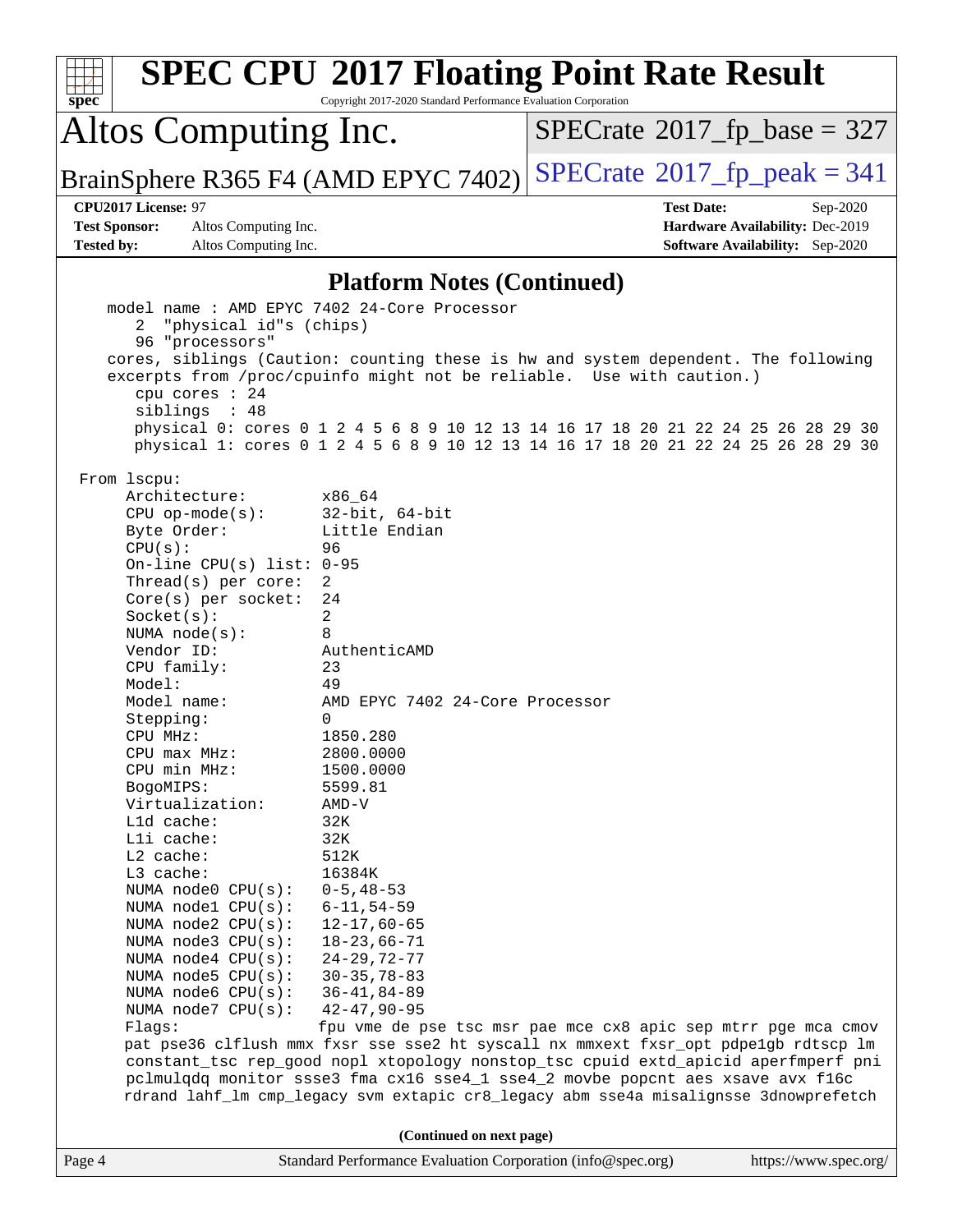# SPEC CPU 2017 Floating Point Rate Result

Copyright 2017-2020 Standard Performance Evaluation Corporation

## Altos Computing Inc.

BrainSphere R365 F4 (AMD EPYC 7402)

SPECrate 2017_fp_base = 327

SPECrate 2017_fp_peak = 341

**CPU2017 License:** 97
**Test Sponsor:** Altos Computing Inc.
**Tested by:** Altos Computing Inc.

**Test Date:** Sep-2020
**Hardware Availability:** Dec-2019
**Software Availability:** Sep-2020

### Platform Notes (Continued)

```
    model name : AMD EPYC 7402 24-Core Processor
       2  "physical id"s (chips)
       96 "processors"
    cores, siblings (Caution: counting these is hw and system dependent. The following
    excerpts from /proc/cpuinfo might not be reliable.  Use with caution.)
       cpu cores : 24
       siblings  : 48
       physical 0: cores 0 1 2 4 5 6 8 9 10 12 13 14 16 17 18 20 21 22 24 25 26 28 29 30
       physical 1: cores 0 1 2 4 5 6 8 9 10 12 13 14 16 17 18 20 21 22 24 25 26 28 29 30

 From lscpu:
      Architecture:          x86_64
      CPU op-mode(s):        32-bit, 64-bit
      Byte Order:            Little Endian
      CPU(s):                96
      On-line CPU(s) list:   0-95
      Thread(s) per core:    2
      Core(s) per socket:    24
      Socket(s):             2
      NUMA node(s):          8
      Vendor ID:             AuthenticAMD
      CPU family:            23
      Model:                 49
      Model name:            AMD EPYC 7402 24-Core Processor
      Stepping:              0
      CPU MHz:               1850.280
      CPU max MHz:           2800.0000
      CPU min MHz:           1500.0000
      BogoMIPS:              5599.81
      Virtualization:        AMD-V
      L1d cache:             32K
      L1i cache:             32K
      L2 cache:              512K
      L3 cache:              16384K
      NUMA node0 CPU(s):     0-5,48-53
      NUMA node1 CPU(s):     6-11,54-59
      NUMA node2 CPU(s):     12-17,60-65
      NUMA node3 CPU(s):     18-23,66-71
      NUMA node4 CPU(s):     24-29,72-77
      NUMA node5 CPU(s):     30-35,78-83
      NUMA node6 CPU(s):     36-41,84-89
      NUMA node7 CPU(s):     42-47,90-95
      Flags:                 fpu vme de pse tsc msr pae mce cx8 apic sep mtrr pge mca cmov
      pat pse36 clflush mmx fxsr sse sse2 ht syscall nx mmxext fxsr_opt pdpe1gb rdtscp lm
      constant_tsc rep_good nopl xtopology nonstop_tsc cpuid extd_apicid aperfmperf pni
      pclmulqdq monitor ssse3 fma cx16 sse4_1 sse4_2 movbe popcnt aes xsave avx f16c
      rdrand lahf_lm cmp_legacy svm extapic cr8_legacy abm sse4a misalignsse 3dnowprefetch
```

(Continued on next page)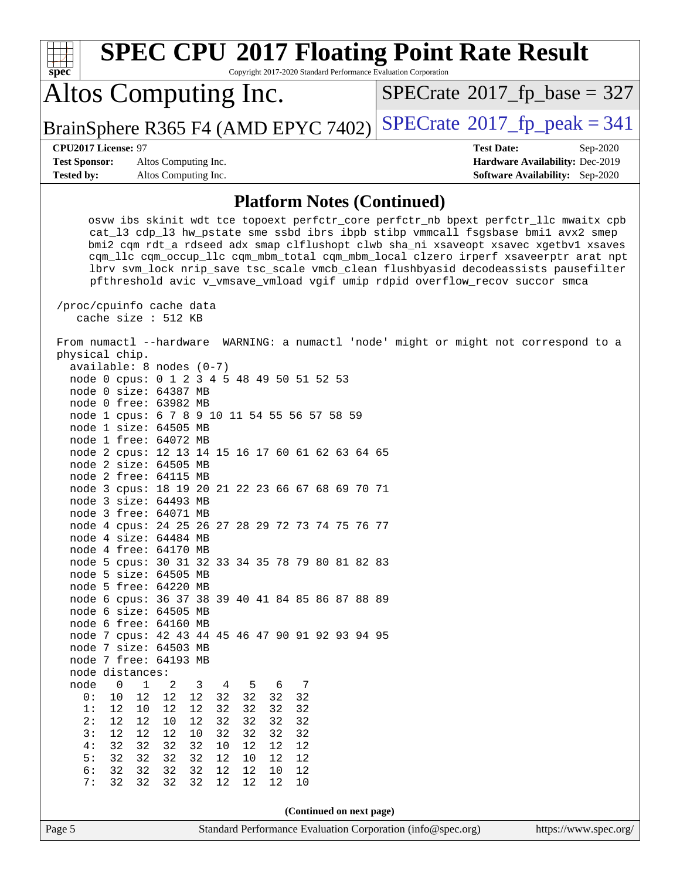## Platform Notes (Continued)

```
     osvw ibs skinit wdt tce topoext perfctr_core perfctr_nb bpext perfctr_llc mwaitx cpb
     cat_l3 cdp_l3 hw_pstate sme ssbd ibrs ibpb stibp vmmcall fsgsbase bmi1 avx2 smep
     bmi2 cqm rdt_a rdseed adx smap clflushopt clwb sha_ni xsaveopt xsavec xgetbv1 xsaves
     cqm_llc cqm_occup_llc cqm_mbm_total cqm_mbm_local clzero irperf xsaveerptr arat npt
     lbrv svm_lock nrip_save tsc_scale vmcb_clean flushbyasid decodeassists pausefilter
     pfthreshold avic v_vmsave_vmload vgif umip rdpid overflow_recov succor smca

 /proc/cpuinfo cache data
    cache size : 512 KB

 From numactl --hardware  WARNING: a numactl 'node' might or might not correspond to a
 physical chip.
   available: 8 nodes (0-7)
   node 0 cpus: 0 1 2 3 4 5 48 49 50 51 52 53
   node 0 size: 64387 MB
   node 0 free: 63982 MB
   node 1 cpus: 6 7 8 9 10 11 54 55 56 57 58 59
   node 1 size: 64505 MB
   node 1 free: 64072 MB
   node 2 cpus: 12 13 14 15 16 17 60 61 62 63 64 65
   node 2 size: 64505 MB
   node 2 free: 64115 MB
   node 3 cpus: 18 19 20 21 22 23 66 67 68 69 70 71
   node 3 size: 64493 MB
   node 3 free: 64071 MB
   node 4 cpus: 24 25 26 27 28 29 72 73 74 75 76 77
   node 4 size: 64484 MB
   node 4 free: 64170 MB
   node 5 cpus: 30 31 32 33 34 35 78 79 80 81 82 83
   node 5 size: 64505 MB
   node 5 free: 64220 MB
   node 6 cpus: 36 37 38 39 40 41 84 85 86 87 88 89
   node 6 size: 64505 MB
   node 6 free: 64160 MB
   node 7 cpus: 42 43 44 45 46 47 90 91 92 93 94 95
   node 7 size: 64503 MB
   node 7 free: 64193 MB
   node distances:
   node   0   1   2   3   4   5   6   7
     0:  10  12  12  12  32  32  32  32
     1:  12  10  12  12  32  32  32  32
     2:  12  12  10  12  32  32  32  32
     3:  12  12  12  10  32  32  32  32
     4:  32  32  32  32  10  12  12  12
     5:  32  32  32  32  12  10  12  12
     6:  32  32  32  32  12  12  10  12
     7:  32  32  32  32  12  12  12  10
```

(Continued on next page)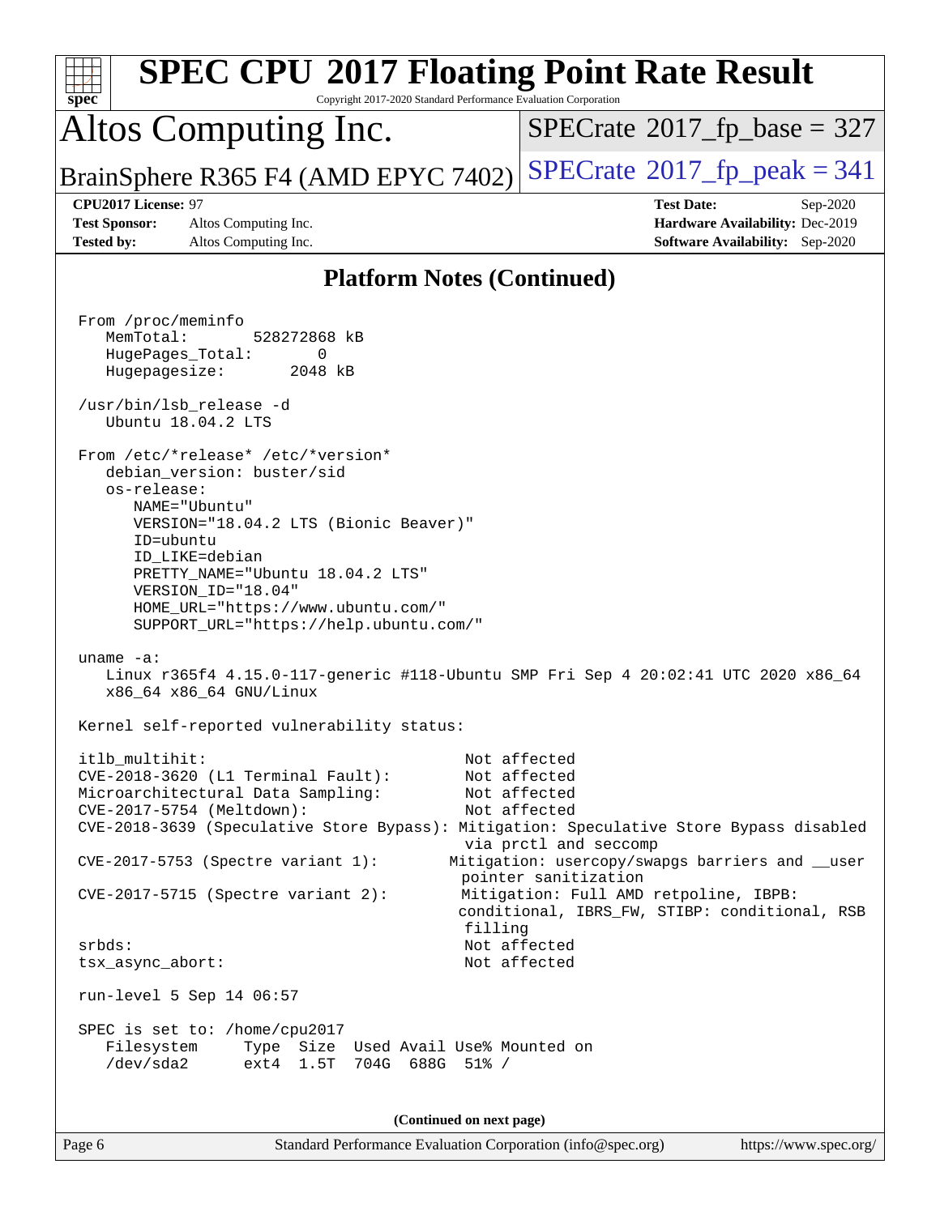# SPEC CPU 2017 Floating Point Rate Result

Copyright 2017-2020 Standard Performance Evaluation Corporation

## Altos Computing Inc.

BrainSphere R365 F4 (AMD EPYC 7402)

SPECrate 2017_fp_base = 327

SPECrate 2017_fp_peak = 341

**CPU2017 License:** 97
**Test Sponsor:** Altos Computing Inc.
**Tested by:** Altos Computing Inc.
**Test Date:** Sep-2020
**Hardware Availability:** Dec-2019
**Software Availability:** Sep-2020

## Platform Notes (Continued)

```
 From /proc/meminfo
    MemTotal:       528272868 kB
    HugePages_Total:       0
    Hugepagesize:       2048 kB

 /usr/bin/lsb_release -d
    Ubuntu 18.04.2 LTS

 From /etc/*release* /etc/*version*
    debian_version: buster/sid
    os-release:
       NAME="Ubuntu"
       VERSION="18.04.2 LTS (Bionic Beaver)"
       ID=ubuntu
       ID_LIKE=debian
       PRETTY_NAME="Ubuntu 18.04.2 LTS"
       VERSION_ID="18.04"
       HOME_URL="https://www.ubuntu.com/"
       SUPPORT_URL="https://help.ubuntu.com/"

 uname -a:
    Linux r365f4 4.15.0-117-generic #118-Ubuntu SMP Fri Sep 4 20:02:41 UTC 2020 x86_64
    x86_64 x86_64 GNU/Linux

 Kernel self-reported vulnerability status:

 itlb_multihit:                                         Not affected
 CVE-2018-3620 (L1 Terminal Fault):                     Not affected
 Microarchitectural Data Sampling:                      Not affected
 CVE-2017-5754 (Meltdown):                              Not affected
 CVE-2018-3639 (Speculative Store Bypass): Mitigation: Speculative Store Bypass disabled
                                                        via prctl and seccomp
 CVE-2017-5753 (Spectre variant 1):                    Mitigation: usercopy/swapgs barriers and __user
                                                        pointer sanitization
 CVE-2017-5715 (Spectre variant 2):                     Mitigation: Full AMD retpoline, IBPB:
                                                        conditional, IBRS_FW, STIBP: conditional, RSB
                                                        filling
 srbds:                                                 Not affected
 tsx_async_abort:                                       Not affected

 run-level 5 Sep 14 06:57

 SPEC is set to: /home/cpu2017
    Filesystem     Type  Size  Used Avail Use% Mounted on
    /dev/sda2      ext4  1.5T  704G  688G  51% /
```

**(Continued on next page)**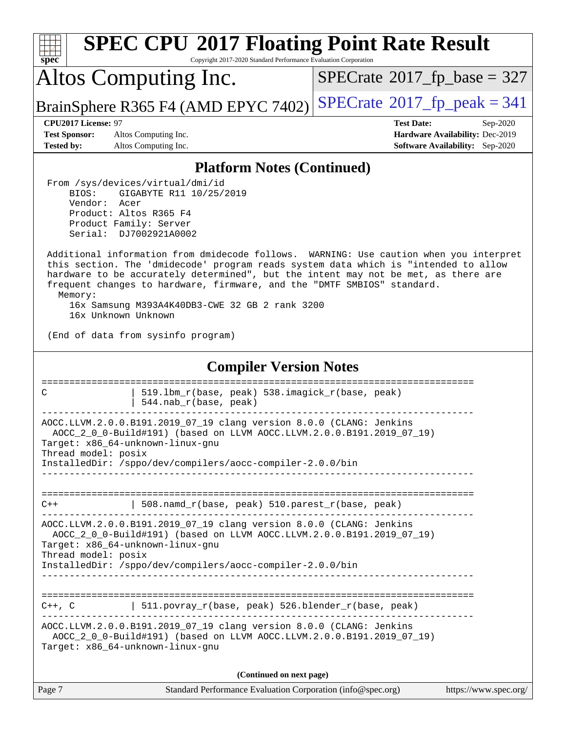## Platform Notes (Continued)

```
From /sys/devices/virtual/dmi/id
    BIOS:    GIGABYTE R11 10/25/2019
    Vendor:  Acer
    Product: Altos R365 F4
    Product Family: Server
    Serial:  DJ7002921A0002

Additional information from dmidecode follows.  WARNING: Use caution when you interpret
this section. The 'dmidecode' program reads system data which is "intended to allow
hardware to be accurately determined", but the intent may not be met, as there are
frequent changes to hardware, firmware, and the "DMTF SMBIOS" standard.
  Memory:
    16x Samsung M393A4K40DB3-CWE 32 GB 2 rank 3200
    16x Unknown Unknown

(End of data from sysinfo program)
```

## Compiler Version Notes

```
==============================================================================
C               | 519.lbm_r(base, peak) 538.imagick_r(base, peak)
                | 544.nab_r(base, peak)
------------------------------------------------------------------------------
AOCC.LLVM.2.0.0.B191.2019_07_19 clang version 8.0.0 (CLANG: Jenkins
  AOCC_2_0_0-Build#191) (based on LLVM AOCC.LLVM.2.0.0.B191.2019_07_19)
Target: x86_64-unknown-linux-gnu
Thread model: posix
InstalledDir: /sppo/dev/compilers/aocc-compiler-2.0.0/bin
------------------------------------------------------------------------------

==============================================================================
C++             | 508.namd_r(base, peak) 510.parest_r(base, peak)
------------------------------------------------------------------------------
AOCC.LLVM.2.0.0.B191.2019_07_19 clang version 8.0.0 (CLANG: Jenkins
  AOCC_2_0_0-Build#191) (based on LLVM AOCC.LLVM.2.0.0.B191.2019_07_19)
Target: x86_64-unknown-linux-gnu
Thread model: posix
InstalledDir: /sppo/dev/compilers/aocc-compiler-2.0.0/bin
------------------------------------------------------------------------------

==============================================================================
C++, C          | 511.povray_r(base, peak) 526.blender_r(base, peak)
------------------------------------------------------------------------------
AOCC.LLVM.2.0.0.B191.2019_07_19 clang version 8.0.0 (CLANG: Jenkins
  AOCC_2_0_0-Build#191) (based on LLVM AOCC.LLVM.2.0.0.B191.2019_07_19)
Target: x86_64-unknown-linux-gnu
```

(Continued on next page)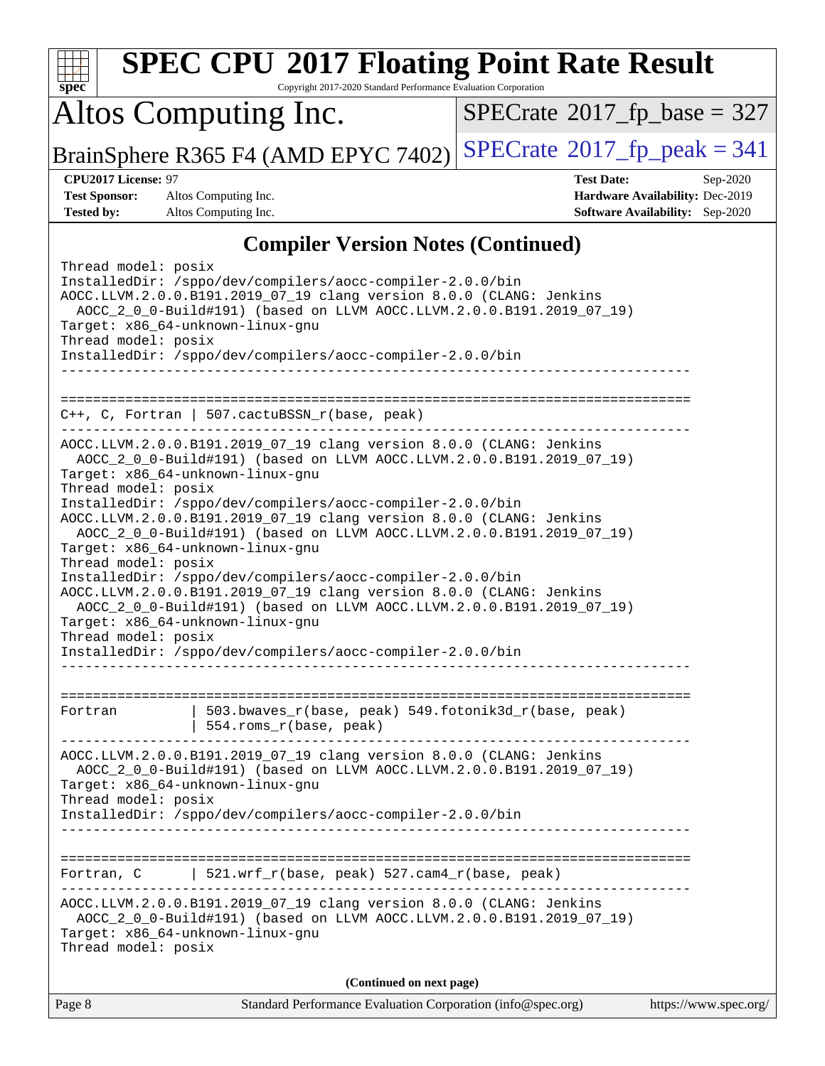## Compiler Version Notes (Continued)

```
Thread model: posix
InstalledDir: /sppo/dev/compilers/aocc-compiler-2.0.0/bin
AOCC.LLVM.2.0.0.B191.2019_07_19 clang version 8.0.0 (CLANG: Jenkins
  AOCC_2_0_0-Build#191) (based on LLVM AOCC.LLVM.2.0.0.B191.2019_07_19)
Target: x86_64-unknown-linux-gnu
Thread model: posix
InstalledDir: /sppo/dev/compilers/aocc-compiler-2.0.0/bin
------------------------------------------------------------------------------

==============================================================================
C++, C, Fortran | 507.cactuBSSN_r(base, peak)
------------------------------------------------------------------------------
AOCC.LLVM.2.0.0.B191.2019_07_19 clang version 8.0.0 (CLANG: Jenkins
  AOCC_2_0_0-Build#191) (based on LLVM AOCC.LLVM.2.0.0.B191.2019_07_19)
Target: x86_64-unknown-linux-gnu
Thread model: posix
InstalledDir: /sppo/dev/compilers/aocc-compiler-2.0.0/bin
AOCC.LLVM.2.0.0.B191.2019_07_19 clang version 8.0.0 (CLANG: Jenkins
  AOCC_2_0_0-Build#191) (based on LLVM AOCC.LLVM.2.0.0.B191.2019_07_19)
Target: x86_64-unknown-linux-gnu
Thread model: posix
InstalledDir: /sppo/dev/compilers/aocc-compiler-2.0.0/bin
AOCC.LLVM.2.0.0.B191.2019_07_19 clang version 8.0.0 (CLANG: Jenkins
  AOCC_2_0_0-Build#191) (based on LLVM AOCC.LLVM.2.0.0.B191.2019_07_19)
Target: x86_64-unknown-linux-gnu
Thread model: posix
InstalledDir: /sppo/dev/compilers/aocc-compiler-2.0.0/bin
------------------------------------------------------------------------------

==============================================================================
Fortran         | 503.bwaves_r(base, peak) 549.fotonik3d_r(base, peak)
                | 554.roms_r(base, peak)
------------------------------------------------------------------------------
AOCC.LLVM.2.0.0.B191.2019_07_19 clang version 8.0.0 (CLANG: Jenkins
  AOCC_2_0_0-Build#191) (based on LLVM AOCC.LLVM.2.0.0.B191.2019_07_19)
Target: x86_64-unknown-linux-gnu
Thread model: posix
InstalledDir: /sppo/dev/compilers/aocc-compiler-2.0.0/bin
------------------------------------------------------------------------------

==============================================================================
Fortran, C      | 521.wrf_r(base, peak) 527.cam4_r(base, peak)
------------------------------------------------------------------------------
AOCC.LLVM.2.0.0.B191.2019_07_19 clang version 8.0.0 (CLANG: Jenkins
  AOCC_2_0_0-Build#191) (based on LLVM AOCC.LLVM.2.0.0.B191.2019_07_19)
Target: x86_64-unknown-linux-gnu
Thread model: posix
```

**(Continued on next page)**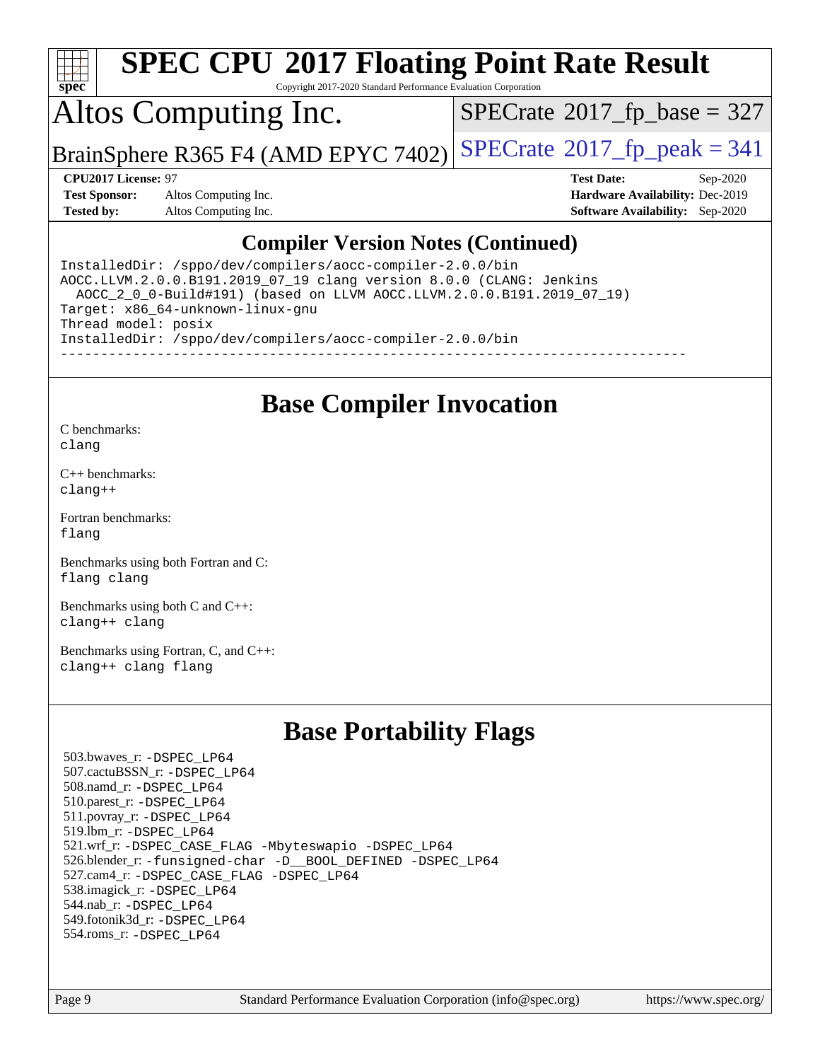## Compiler Version Notes (Continued)

```
InstalledDir: /sppo/dev/compilers/aocc-compiler-2.0.0/bin
AOCC.LLVM.2.0.0.B191.2019_07_19 clang version 8.0.0 (CLANG: Jenkins
  AOCC_2_0_0-Build#191) (based on LLVM AOCC.LLVM.2.0.0.B191.2019_07_19)
Target: x86_64-unknown-linux-gnu
Thread model: posix
InstalledDir: /sppo/dev/compilers/aocc-compiler-2.0.0/bin
------------------------------------------------------------------------------
```

## Base Compiler Invocation

C benchmarks:
clang

C++ benchmarks:
clang++

Fortran benchmarks:
flang

Benchmarks using both Fortran and C:
flang clang

Benchmarks using both C and C++:
clang++ clang

Benchmarks using Fortran, C, and C++:
clang++ clang flang

## Base Portability Flags

503.bwaves_r: -DSPEC_LP64
507.cactuBSSN_r: -DSPEC_LP64
508.namd_r: -DSPEC_LP64
510.parest_r: -DSPEC_LP64
511.povray_r: -DSPEC_LP64
519.lbm_r: -DSPEC_LP64
521.wrf_r: -DSPEC_CASE_FLAG -Mbyteswapio -DSPEC_LP64
526.blender_r: -funsigned-char -D__BOOL_DEFINED -DSPEC_LP64
527.cam4_r: -DSPEC_CASE_FLAG -DSPEC_LP64
538.imagick_r: -DSPEC_LP64
544.nab_r: -DSPEC_LP64
549.fotonik3d_r: -DSPEC_LP64
554.roms_r: -DSPEC_LP64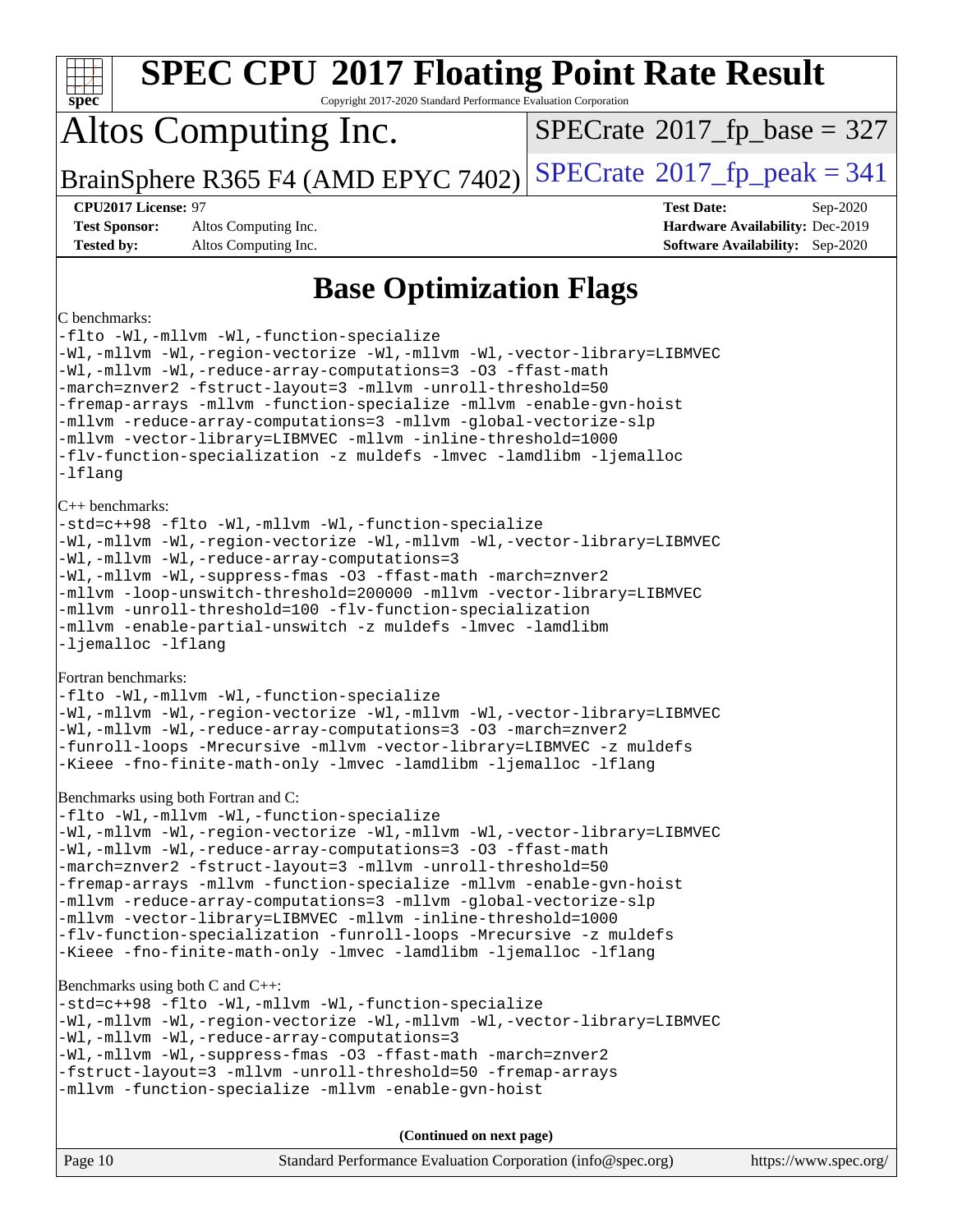# SPEC CPU 2017 Floating Point Rate Result

Copyright 2017-2020 Standard Performance Evaluation Corporation

# Altos Computing Inc.

BrainSphere R365 F4 (AMD EPYC 7402)

SPECrate 2017_fp_base = 327

SPECrate 2017_fp_peak = 341

**CPU2017 License:** 97
**Test Sponsor:** Altos Computing Inc.
**Tested by:** Altos Computing Inc.

**Test Date:** Sep-2020
**Hardware Availability:** Dec-2019
**Software Availability:** Sep-2020

## Base Optimization Flags

C benchmarks:

```
-flto -Wl,-mllvm -Wl,-function-specialize
-Wl,-mllvm -Wl,-region-vectorize -Wl,-mllvm -Wl,-vector-library=LIBMVEC
-Wl,-mllvm -Wl,-reduce-array-computations=3 -O3 -ffast-math
-march=znver2 -fstruct-layout=3 -mllvm -unroll-threshold=50
-fremap-arrays -mllvm -function-specialize -mllvm -enable-gvn-hoist
-mllvm -reduce-array-computations=3 -mllvm -global-vectorize-slp
-mllvm -vector-library=LIBMVEC -mllvm -inline-threshold=1000
-flv-function-specialization -z muldefs -lmvec -lamdlibm -ljemalloc
-lflang
```

C++ benchmarks:

```
-std=c++98 -flto -Wl,-mllvm -Wl,-function-specialize
-Wl,-mllvm -Wl,-region-vectorize -Wl,-mllvm -Wl,-vector-library=LIBMVEC
-Wl,-mllvm -Wl,-reduce-array-computations=3
-Wl,-mllvm -Wl,-suppress-fmas -O3 -ffast-math -march=znver2
-mllvm -loop-unswitch-threshold=200000 -mllvm -vector-library=LIBMVEC
-mllvm -unroll-threshold=100 -flv-function-specialization
-mllvm -enable-partial-unswitch -z muldefs -lmvec -lamdlibm
-ljemalloc -lflang
```

Fortran benchmarks:

```
-flto -Wl,-mllvm -Wl,-function-specialize
-Wl,-mllvm -Wl,-region-vectorize -Wl,-mllvm -Wl,-vector-library=LIBMVEC
-Wl,-mllvm -Wl,-reduce-array-computations=3 -O3 -march=znver2
-funroll-loops -Mrecursive -mllvm -vector-library=LIBMVEC -z muldefs
-Kieee -fno-finite-math-only -lmvec -lamdlibm -ljemalloc -lflang
```

Benchmarks using both Fortran and C:

```
-flto -Wl,-mllvm -Wl,-function-specialize
-Wl,-mllvm -Wl,-region-vectorize -Wl,-mllvm -Wl,-vector-library=LIBMVEC
-Wl,-mllvm -Wl,-reduce-array-computations=3 -O3 -ffast-math
-march=znver2 -fstruct-layout=3 -mllvm -unroll-threshold=50
-fremap-arrays -mllvm -function-specialize -mllvm -enable-gvn-hoist
-mllvm -reduce-array-computations=3 -mllvm -global-vectorize-slp
-mllvm -vector-library=LIBMVEC -mllvm -inline-threshold=1000
-flv-function-specialization -funroll-loops -Mrecursive -z muldefs
-Kieee -fno-finite-math-only -lmvec -lamdlibm -ljemalloc -lflang
```

Benchmarks using both C and C++:

```
-std=c++98 -flto -Wl,-mllvm -Wl,-function-specialize
-Wl,-mllvm -Wl,-region-vectorize -Wl,-mllvm -Wl,-vector-library=LIBMVEC
-Wl,-mllvm -Wl,-reduce-array-computations=3
-Wl,-mllvm -Wl,-suppress-fmas -O3 -ffast-math -march=znver2
-fstruct-layout=3 -mllvm -unroll-threshold=50 -fremap-arrays
-mllvm -function-specialize -mllvm -enable-gvn-hoist
```

**(Continued on next page)**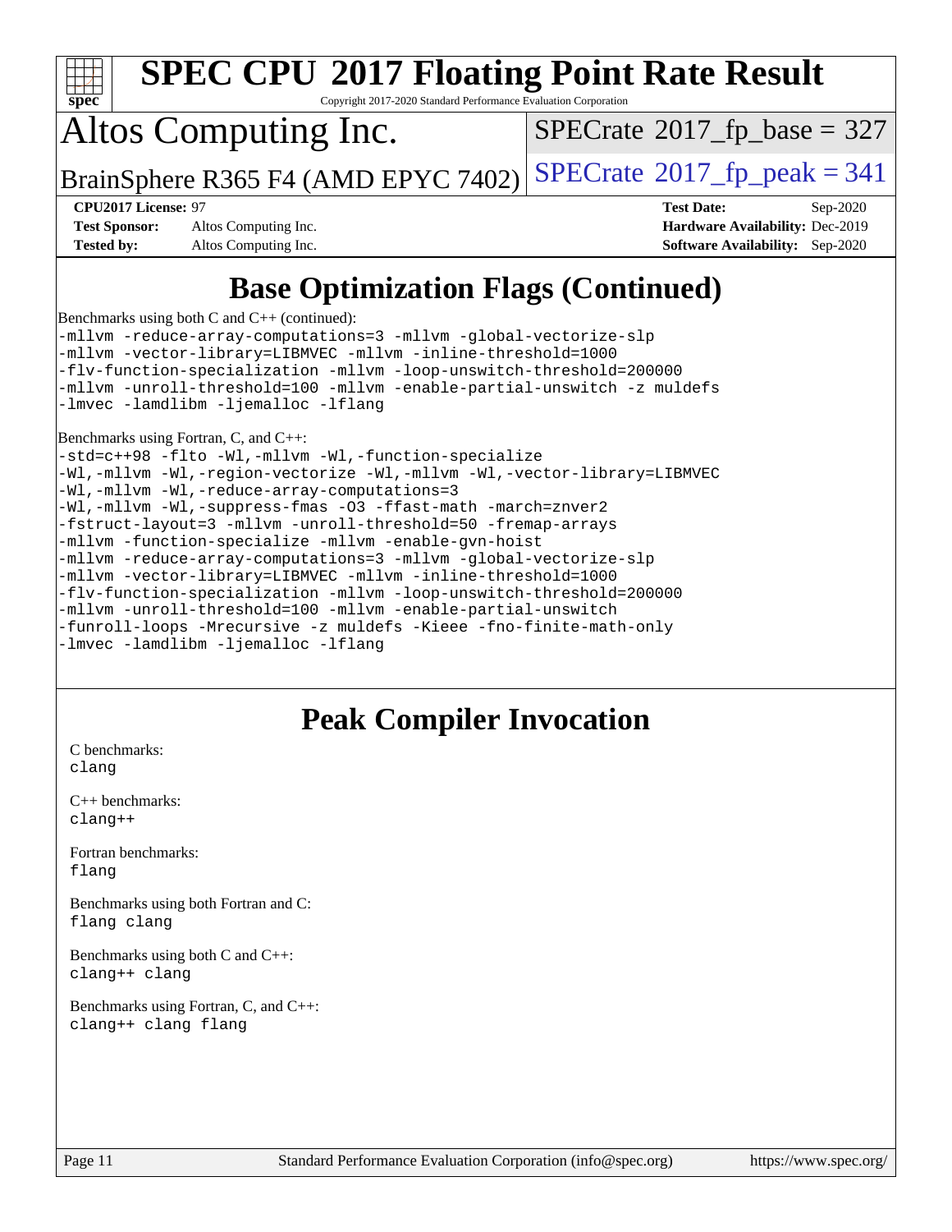# SPEC CPU 2017 Floating Point Rate Result

Copyright 2017-2020 Standard Performance Evaluation Corporation

## Altos Computing Inc.

BrainSphere R365 F4 (AMD EPYC 7402)

SPECrate 2017_fp_base = 327

SPECrate 2017_fp_peak = 341

| | | | |
|---|---|---|---|
| **CPU2017 License:** | 97 | **Test Date:** | Sep-2020 |
| **Test Sponsor:** | Altos Computing Inc. | **Hardware Availability:** | Dec-2019 |
| **Tested by:** | Altos Computing Inc. | **Software Availability:** | Sep-2020 |

## Base Optimization Flags (Continued)

Benchmarks using both C and C++ (continued):

```
-mllvm -reduce-array-computations=3 -mllvm -global-vectorize-slp
-mllvm -vector-library=LIBMVEC -mllvm -inline-threshold=1000
-flv-function-specialization -mllvm -loop-unswitch-threshold=200000
-mllvm -unroll-threshold=100 -mllvm -enable-partial-unswitch -z muldefs
-lmvec -lamdlibm -ljemalloc -lflang
```

Benchmarks using Fortran, C, and C++:

```
-std=c++98 -flto -Wl,-mllvm -Wl,-function-specialize
-Wl,-mllvm -Wl,-region-vectorize -Wl,-mllvm -Wl,-vector-library=LIBMVEC
-Wl,-mllvm -Wl,-reduce-array-computations=3
-Wl,-mllvm -Wl,-suppress-fmas -O3 -ffast-math -march=znver2
-fstruct-layout=3 -mllvm -unroll-threshold=50 -fremap-arrays
-mllvm -function-specialize -mllvm -enable-gvn-hoist
-mllvm -reduce-array-computations=3 -mllvm -global-vectorize-slp
-mllvm -vector-library=LIBMVEC -mllvm -inline-threshold=1000
-flv-function-specialization -mllvm -loop-unswitch-threshold=200000
-mllvm -unroll-threshold=100 -mllvm -enable-partial-unswitch
-funroll-loops -Mrecursive -z muldefs -Kieee -fno-finite-math-only
-lmvec -lamdlibm -ljemalloc -lflang
```

## Peak Compiler Invocation

C benchmarks:
clang

C++ benchmarks:
clang++

Fortran benchmarks:
flang

Benchmarks using both Fortran and C:
flang clang

Benchmarks using both C and C++:
clang++ clang

Benchmarks using Fortran, C, and C++:
clang++ clang flang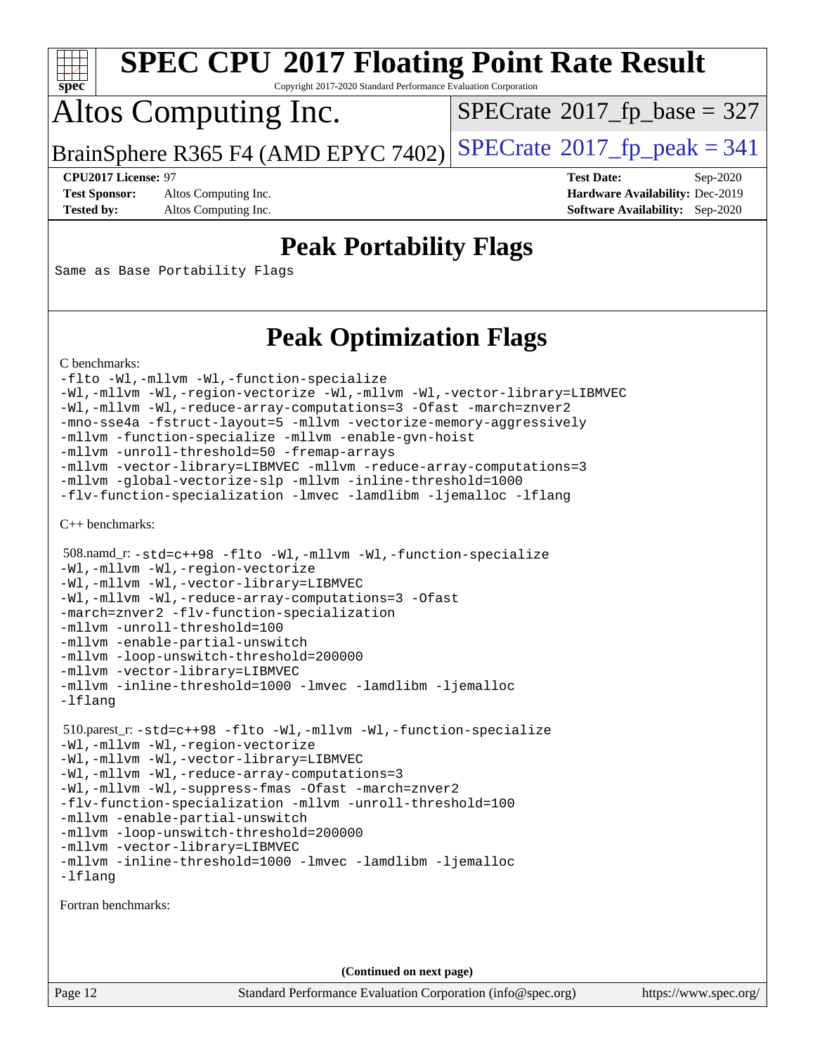# SPEC CPU 2017 Floating Point Rate Result

Copyright 2017-2020 Standard Performance Evaluation Corporation

## Altos Computing Inc.

BrainSphere R365 F4 (AMD EPYC 7402)

SPECrate 2017_fp_base = 327

SPECrate 2017_fp_peak = 341

**CPU2017 License:** 97
**Test Sponsor:** Altos Computing Inc.
**Tested by:** Altos Computing Inc.

**Test Date:** Sep-2020
**Hardware Availability:** Dec-2019
**Software Availability:** Sep-2020

## Peak Portability Flags

Same as Base Portability Flags

## Peak Optimization Flags

C benchmarks:

```
-flto -Wl,-mllvm -Wl,-function-specialize
-Wl,-mllvm -Wl,-region-vectorize -Wl,-mllvm -Wl,-vector-library=LIBMVEC
-Wl,-mllvm -Wl,-reduce-array-computations=3 -Ofast -march=znver2
-mno-sse4a -fstruct-layout=5 -mllvm -vectorize-memory-aggressively
-mllvm -function-specialize -mllvm -enable-gvn-hoist
-mllvm -unroll-threshold=50 -fremap-arrays
-mllvm -vector-library=LIBMVEC -mllvm -reduce-array-computations=3
-mllvm -global-vectorize-slp -mllvm -inline-threshold=1000
-flv-function-specialization -lmvec -lamdlibm -ljemalloc -lflang
```

C++ benchmarks:

508.namd_r:
```
-std=c++98 -flto -Wl,-mllvm -Wl,-function-specialize
-Wl,-mllvm -Wl,-region-vectorize
-Wl,-mllvm -Wl,-vector-library=LIBMVEC
-Wl,-mllvm -Wl,-reduce-array-computations=3 -Ofast
-march=znver2 -flv-function-specialization
-mllvm -unroll-threshold=100
-mllvm -enable-partial-unswitch
-mllvm -loop-unswitch-threshold=200000
-mllvm -vector-library=LIBMVEC
-mllvm -inline-threshold=1000 -lmvec -lamdlibm -ljemalloc
-lflang
```

510.parest_r:
```
-std=c++98 -flto -Wl,-mllvm -Wl,-function-specialize
-Wl,-mllvm -Wl,-region-vectorize
-Wl,-mllvm -Wl,-vector-library=LIBMVEC
-Wl,-mllvm -Wl,-reduce-array-computations=3
-Wl,-mllvm -Wl,-suppress-fmas -Ofast -march=znver2
-flv-function-specialization -mllvm -unroll-threshold=100
-mllvm -enable-partial-unswitch
-mllvm -loop-unswitch-threshold=200000
-mllvm -vector-library=LIBMVEC
-mllvm -inline-threshold=1000 -lmvec -lamdlibm -ljemalloc
-lflang
```

Fortran benchmarks:

(Continued on next page)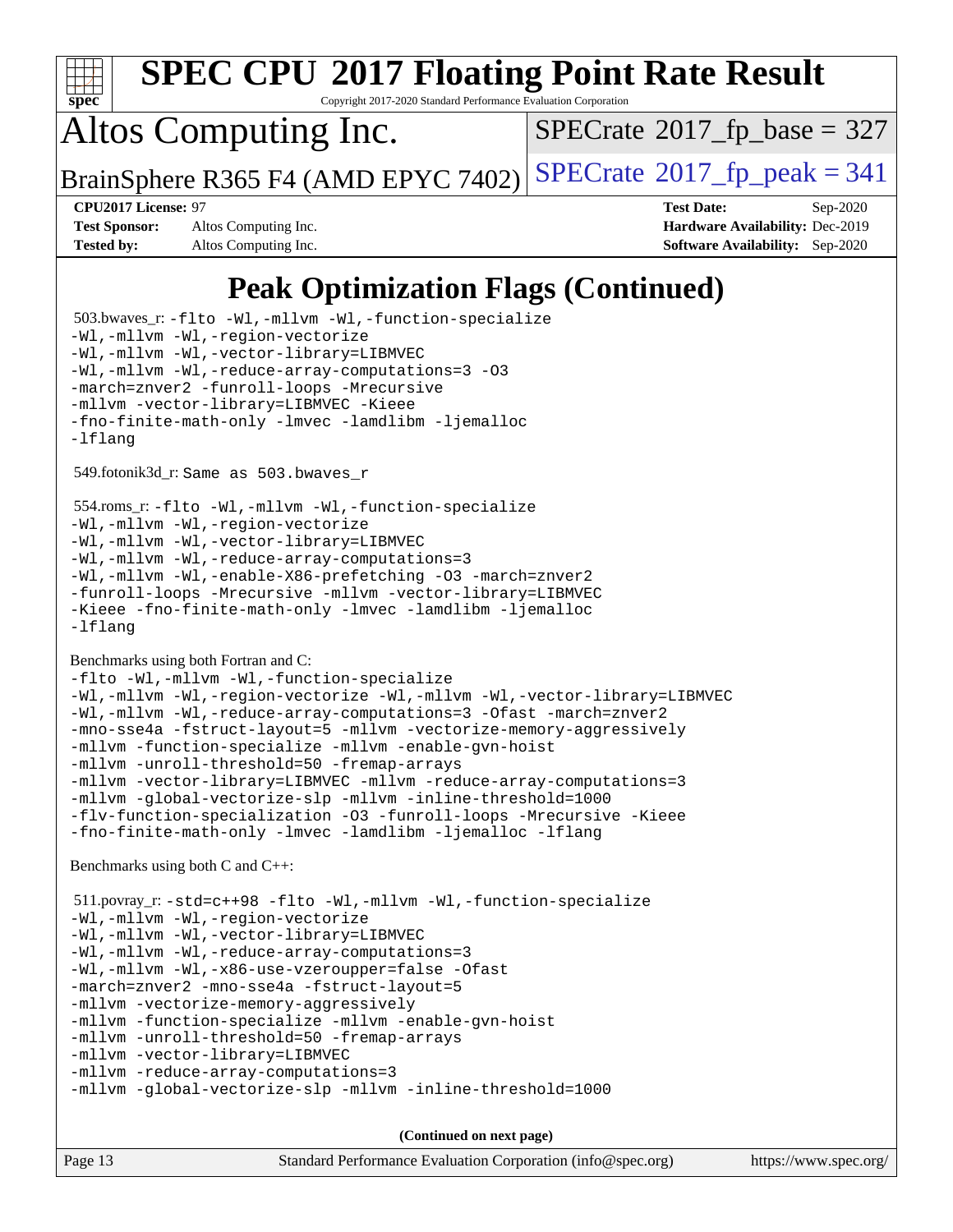# Peak Optimization Flags (Continued)

503.bwaves_r: `-flto -Wl,-mllvm -Wl,-function-specialize -Wl,-mllvm -Wl,-region-vectorize -Wl,-mllvm -Wl,-vector-library=LIBMVEC -Wl,-mllvm -Wl,-reduce-array-computations=3 -O3 -march=znver2 -funroll-loops -Mrecursive -mllvm -vector-library=LIBMVEC -Kieee -fno-finite-math-only -lmvec -lamdlibm -ljemalloc -lflang`

549.fotonik3d_r: Same as 503.bwaves_r

554.roms_r: `-flto -Wl,-mllvm -Wl,-function-specialize -Wl,-mllvm -Wl,-region-vectorize -Wl,-mllvm -Wl,-vector-library=LIBMVEC -Wl,-mllvm -Wl,-reduce-array-computations=3 -Wl,-mllvm -Wl,-enable-X86-prefetching -O3 -march=znver2 -funroll-loops -Mrecursive -mllvm -vector-library=LIBMVEC -Kieee -fno-finite-math-only -lmvec -lamdlibm -ljemalloc -lflang`

Benchmarks using both Fortran and C:

`-flto -Wl,-mllvm -Wl,-function-specialize -Wl,-mllvm -Wl,-region-vectorize -Wl,-mllvm -Wl,-vector-library=LIBMVEC -Wl,-mllvm -Wl,-reduce-array-computations=3 -Ofast -march=znver2 -mno-sse4a -fstruct-layout=5 -mllvm -vectorize-memory-aggressively -mllvm -function-specialize -mllvm -enable-gvn-hoist -mllvm -unroll-threshold=50 -fremap-arrays -mllvm -vector-library=LIBMVEC -mllvm -reduce-array-computations=3 -mllvm -global-vectorize-slp -mllvm -inline-threshold=1000 -flv-function-specialization -O3 -funroll-loops -Mrecursive -Kieee -fno-finite-math-only -lmvec -lamdlibm -ljemalloc -lflang`

Benchmarks using both C and C++:

511.povray_r: `-std=c++98 -flto -Wl,-mllvm -Wl,-function-specialize -Wl,-mllvm -Wl,-region-vectorize -Wl,-mllvm -Wl,-vector-library=LIBMVEC -Wl,-mllvm -Wl,-reduce-array-computations=3 -Wl,-mllvm -Wl,-x86-use-vzeroupper=false -Ofast -march=znver2 -mno-sse4a -fstruct-layout=5 -mllvm -vectorize-memory-aggressively -mllvm -function-specialize -mllvm -enable-gvn-hoist -mllvm -unroll-threshold=50 -fremap-arrays -mllvm -vector-library=LIBMVEC -mllvm -reduce-array-computations=3 -mllvm -global-vectorize-slp -mllvm -inline-threshold=1000`

**(Continued on next page)**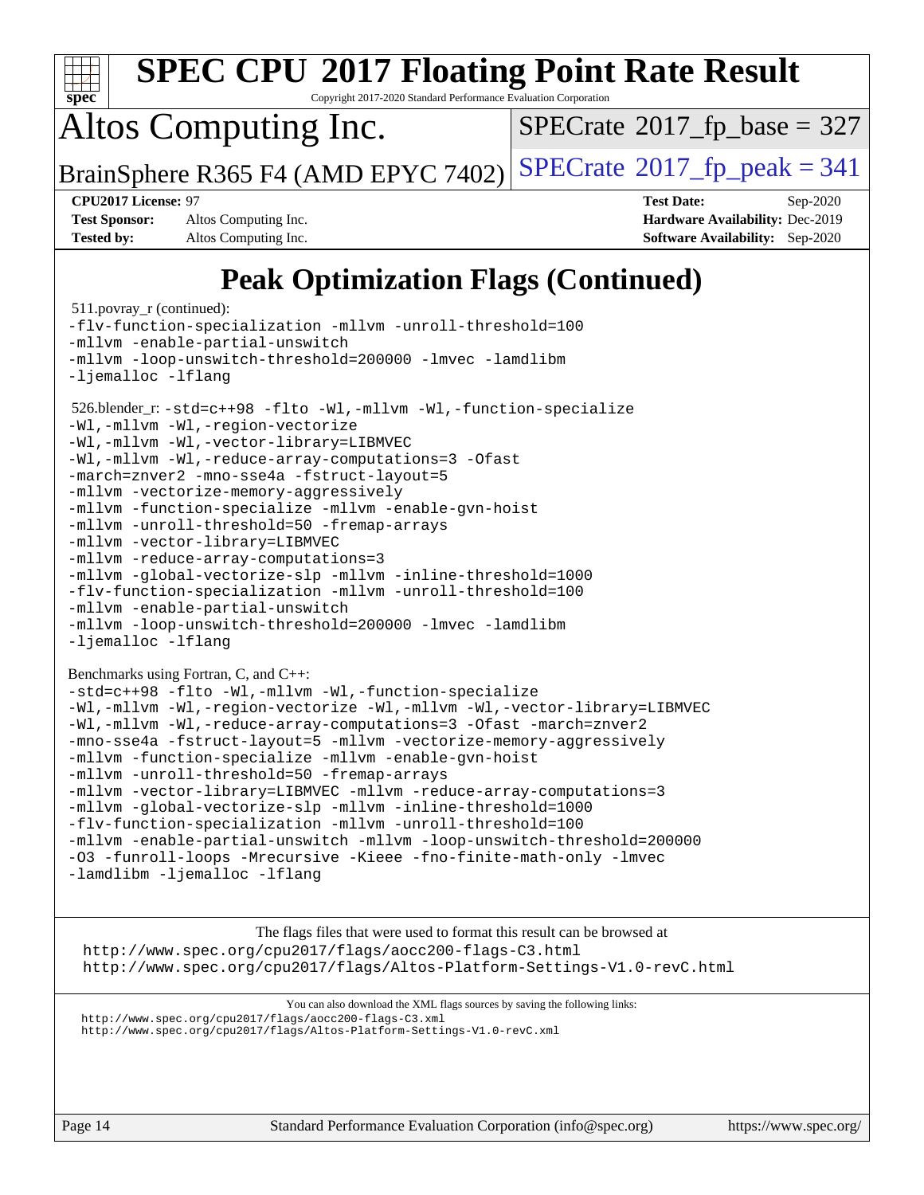# SPEC CPU 2017 Floating Point Rate Result

Copyright 2017-2020 Standard Performance Evaluation Corporation

## Altos Computing Inc.

BrainSphere R365 F4 (AMD EPYC 7402)

SPECrate 2017_fp_base = 327

SPECrate 2017_fp_peak = 341

**CPU2017 License:** 97
**Test Sponsor:** Altos Computing Inc.
**Tested by:** Altos Computing Inc.

**Test Date:** Sep-2020
**Hardware Availability:** Dec-2019
**Software Availability:** Sep-2020

## Peak Optimization Flags (Continued)

511.povray_r (continued):

```
-flv-function-specialization -mllvm -unroll-threshold=100
-mllvm -enable-partial-unswitch
-mllvm -loop-unswitch-threshold=200000 -lmvec -lamdlibm
-ljemalloc -lflang
```

526.blender_r:

```
-std=c++98 -flto -Wl,-mllvm -Wl,-function-specialize
-Wl,-mllvm -Wl,-region-vectorize
-Wl,-mllvm -Wl,-vector-library=LIBMVEC
-Wl,-mllvm -Wl,-reduce-array-computations=3 -Ofast
-march=znver2 -mno-sse4a -fstruct-layout=5
-mllvm -vectorize-memory-aggressively
-mllvm -function-specialize -mllvm -enable-gvn-hoist
-mllvm -unroll-threshold=50 -fremap-arrays
-mllvm -vector-library=LIBMVEC
-mllvm -reduce-array-computations=3
-mllvm -global-vectorize-slp -mllvm -inline-threshold=1000
-flv-function-specialization -mllvm -unroll-threshold=100
-mllvm -enable-partial-unswitch
-mllvm -loop-unswitch-threshold=200000 -lmvec -lamdlibm
-ljemalloc -lflang
```

Benchmarks using Fortran, C, and C++:

```
-std=c++98 -flto -Wl,-mllvm -Wl,-function-specialize
-Wl,-mllvm -Wl,-region-vectorize -Wl,-mllvm -Wl,-vector-library=LIBMVEC
-Wl,-mllvm -Wl,-reduce-array-computations=3 -Ofast -march=znver2
-mno-sse4a -fstruct-layout=5 -mllvm -vectorize-memory-aggressively
-mllvm -function-specialize -mllvm -enable-gvn-hoist
-mllvm -unroll-threshold=50 -fremap-arrays
-mllvm -vector-library=LIBMVEC -mllvm -reduce-array-computations=3
-mllvm -global-vectorize-slp -mllvm -inline-threshold=1000
-flv-function-specialization -mllvm -unroll-threshold=100
-mllvm -enable-partial-unswitch -mllvm -loop-unswitch-threshold=200000
-O3 -funroll-loops -Mrecursive -Kieee -fno-finite-math-only -lmvec
-lamdlibm -ljemalloc -lflang
```

The flags files that were used to format this result can be browsed at
http://www.spec.org/cpu2017/flags/aocc200-flags-C3.html
http://www.spec.org/cpu2017/flags/Altos-Platform-Settings-V1.0-revC.html

You can also download the XML flags sources by saving the following links:
http://www.spec.org/cpu2017/flags/aocc200-flags-C3.xml
http://www.spec.org/cpu2017/flags/Altos-Platform-Settings-V1.0-revC.xml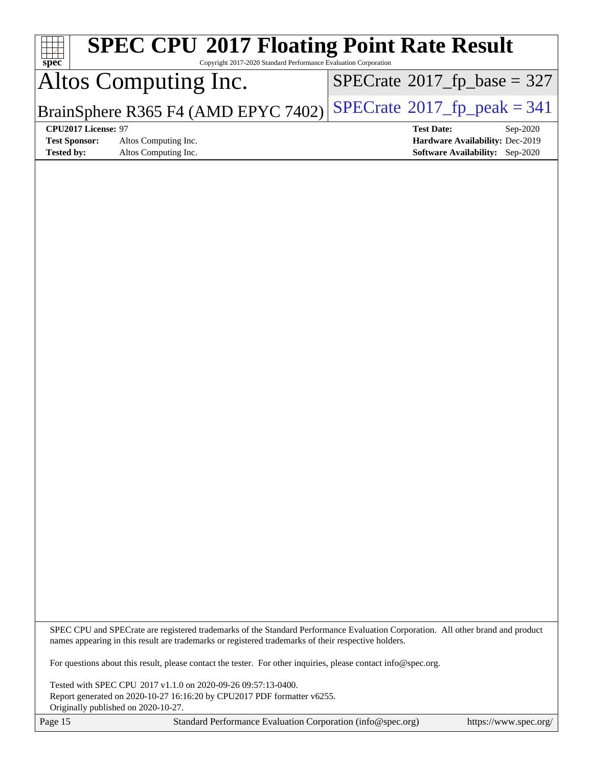SPEC CPU and SPECrate are registered trademarks of the Standard Performance Evaluation Corporation. All other brand and product names appearing in this result are trademarks or registered trademarks of their respective holders.

For questions about this result, please contact the tester. For other inquiries, please contact info@spec.org.

Tested with SPEC CPU 2017 v1.1.0 on 2020-09-26 09:57:13-0400.
Report generated on 2020-10-27 16:16:20 by CPU2017 PDF formatter v6255.
Originally published on 2020-10-27.